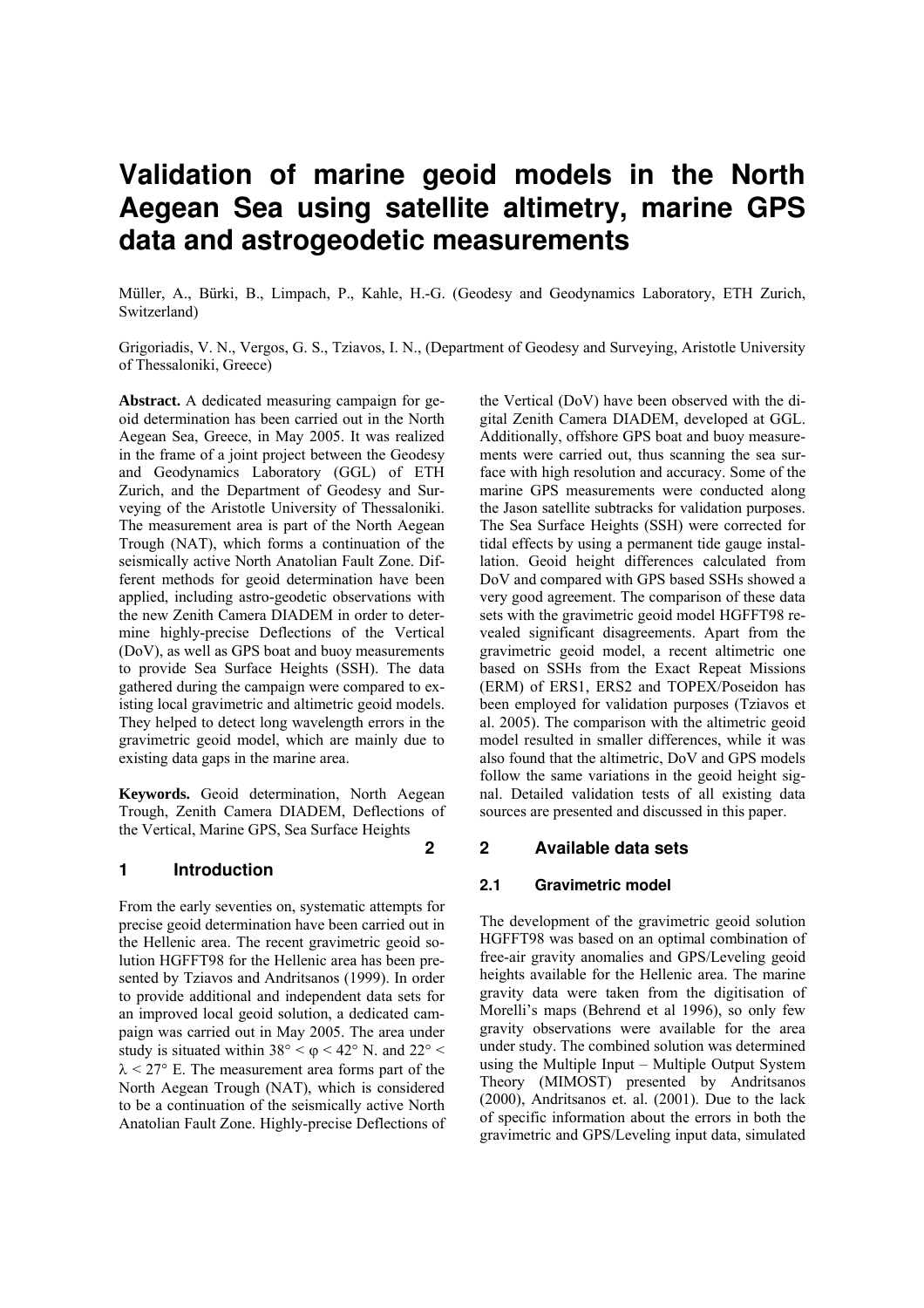# Validation of marine geoid models in the North Aegean Sea using satellite altimetry, marine GPS data and astrogeodetic measurements

Müller, A., Bürki, B., Limpach, P., Kahle, H.-G. (Geodesy and Geodynamics Laboratory, ETH Zurich, Switzerland)

Grigoriadis, V. N., Vergos, G. S., Tziavos, I. N., (Department of Geodesy and Surveying, Aristotle University of Thessaloniki, Greece)

**Abstract.** A dedicated measuring campaign for geoid determination has been carried out in the North Aegean Sea, Greece, in May 2005. It was realized in the frame of a joint project between the Geodesy and Geodynamics Laboratory (GGL) of ETH Zurich, and the Department of Geodesy and Surveying of the Aristotle University of Thessaloniki. The measurement area is part of the North Aegean Trough (NAT), which forms a continuation of the seismically active North Anatolian Fault Zone. Different methods for geoid determination have been applied, including astro-geodetic observations with the new Zenith Camera DIADEM in order to determine highly-precise Deflections of the Vertical (DoV), as well as GPS boat and buoy measurements to provide Sea Surface Heights (SSH). The data gathered during the campaign were compared to existing local gravimetric and altimetric geoid models. They helped to detect long wavelength errors in the gravimetric geoid model, which are mainly due to existing data gaps in the marine area.

**Keywords.** Geoid determination, North Aegean Trough, Zenith Camera DIADEM, Deflections of the Vertical, Marine GPS, Sea Surface Heights

## 1 Introduction

From the early seventies on, systematic attempts for precise geoid determination have been carried out in the Hellenic area. The recent gravimetric geoid solution HGFFT98 for the Hellenic area has been presented by Tziavos and Andritsanos (1999). In order to provide additional and independent data sets for an improved local geoid solution, a dedicated campaign was carried out in May 2005. The area under study is situated within $38° < \varphi < 42°$ N. and $22° < \lambda < 27°$ E. The measurement area forms part of the North Aegean Trough (NAT), which is considered to be a continuation of the seismically active North Anatolian Fault Zone. Highly-precise Deflections of the Vertical (DoV) have been observed with the digital Zenith Camera DIADEM, developed at GGL. Additionally, offshore GPS boat and buoy measurements were carried out, thus scanning the sea surface with high resolution and accuracy. Some of the marine GPS measurements were conducted along the Jason satellite subtracks for validation purposes. The Sea Surface Heights (SSH) were corrected for tidal effects by using a permanent tide gauge installation. Geoid height differences calculated from DoV and compared with GPS based SSHs showed a very good agreement. The comparison of these data sets with the gravimetric geoid model HGFFT98 revealed significant disagreements. Apart from the gravimetric geoid model, a recent altimetric one based on SSHs from the Exact Repeat Missions (ERM) of ERS1, ERS2 and TOPEX/Poseidon has been employed for validation purposes (Tziavos et al. 2005). The comparison with the altimetric geoid model resulted in smaller differences, while it was also found that the altimetric, DoV and GPS models follow the same variations in the geoid height signal. Detailed validation tests of all existing data sources are presented and discussed in this paper.

## 2 Available data sets

### 2.1 Gravimetric model

The development of the gravimetric geoid solution HGFFT98 was based on an optimal combination of free-air gravity anomalies and GPS/Leveling geoid heights available for the Hellenic area. The marine gravity data were taken from the digitisation of Morelli's maps (Behrend et al 1996), so only few gravity observations were available for the area under study. The combined solution was determined using the Multiple Input – Multiple Output System Theory (MIMOST) presented by Andritsanos (2000), Andritsanos et. al. (2001). Due to the lack of specific information about the errors in both the gravimetric and GPS/Leveling input data, simulated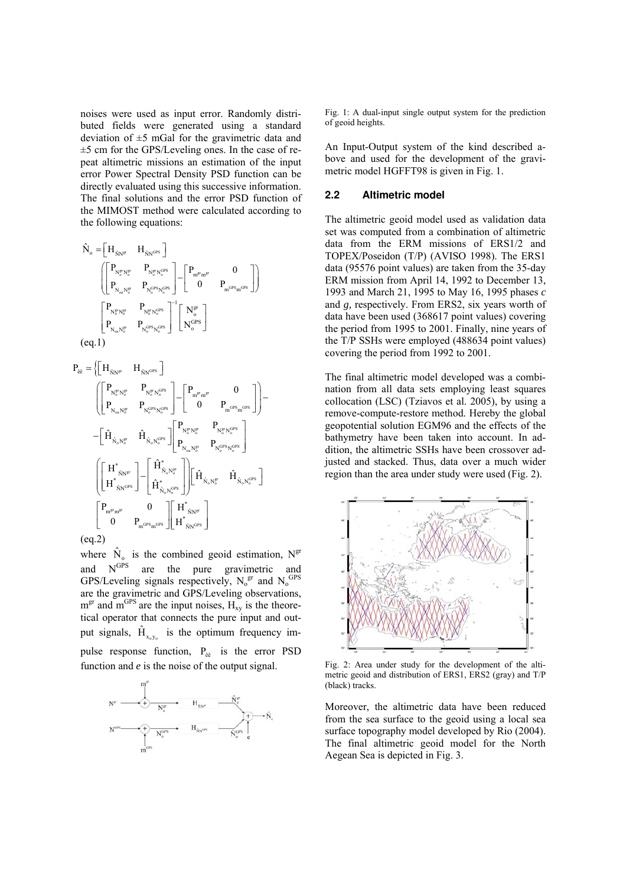noises were used as input error. Randomly distributed fields were generated using a standard deviation of ±5 mGal for the gravimetric data and ±5 cm for the GPS/Leveling ones. In the case of repeat altimetric missions an estimation of the input error Power Spectral Density PSD function can be directly evaluated using this successive information. The final solutions and the error PSD function of the MIMOST method were calculated according to the following equations:

$$\hat{N}_o = \begin{bmatrix} H_{\hat{N}N^{gr}} & H_{\hat{N}N^{GPS}} \end{bmatrix} \left( \begin{bmatrix} P_{N_o^{gr}N_o^{gr}} & P_{N_o^{gr}N_o^{GPS}} \\ P_{N_{ou}N_o^{gr}} & P_{N_o^{GPS}N_o^{GPS}} \end{bmatrix} - \begin{bmatrix} P_{m^{gr}m^{gr}} & 0 \\ 0 & P_{m^{GPS}m^{GPS}} \end{bmatrix} \right) \begin{bmatrix} P_{N_o^{gr}N_o^{gr}} & P_{N_o^{gr}N_o^{GPS}} \\ P_{N_{ou}N_o^{gr}} & P_{N_o^{GPS}N_o^{GPS}} \end{bmatrix}^{-1} \begin{bmatrix} N_o^{gr} \\ N_o^{GPS} \end{bmatrix}$$

(eq.1)

$$P_{\hat{e}\hat{e}} = \left\{ \begin{bmatrix} H_{\hat{N}N^{gr}} & H_{\hat{N}N^{GPS}} \end{bmatrix} \left( \begin{bmatrix} P_{N_o^{gr}N_o^{gr}} & P_{N_o^{gr}N_o^{GPS}} \\ P_{N_{ou}N_o^{gr}} & P_{N_o^{GPS}N_o^{GPS}} \end{bmatrix} - \begin{bmatrix} P_{m^{gr}m^{gr}} & 0 \\ 0 & P_{m^{GPS}m^{GPS}} \end{bmatrix} \right) - \right.$$
$$- \begin{bmatrix} \hat{H}_{\hat{N}_oN_o^{gr}} & \hat{H}_{\hat{N}_oN_o^{GPS}} \end{bmatrix} \begin{bmatrix} P_{N_o^{gr}N_o^{gr}} & P_{N_o^{gr}N_o^{GPS}} \\ P_{N_{ou}N_o^{gr}} & P_{N_o^{GPS}N_o^{GPS}} \end{bmatrix}$$
$$\left( \begin{bmatrix} H^*_{\hat{N}N^{gr}} \\ H^*_{\hat{N}N^{GPS}} \end{bmatrix} - \begin{bmatrix} \hat{H}^*_{\hat{N}_oN_o^{gr}} \\ \hat{H}^*_{\hat{N}_oN_o^{GPS}} \end{bmatrix} \right) \begin{bmatrix} \hat{H}_{\hat{N}_oN_o^{gr}} & \hat{H}_{\hat{N}_oN_o^{GPS}} \end{bmatrix}$$
$$\begin{bmatrix} P_{m^{gr}m^{gr}} & 0 \\ 0 & P_{m^{GPS}m^{GPS}} \end{bmatrix} \begin{bmatrix} H^*_{\hat{N}N^{gr}} \\ H^*_{\hat{N}N^{GPS}} \end{bmatrix}$$

(eq.2)

where $\hat{N}_o$ is the combined geoid estimation, $N^{gr}$ and $N^{GPS}$ are the pure gravimetric and GPS/Leveling signals respectively, $N_o^{gr}$ and $N_o^{GPS}$ are the gravimetric and GPS/Leveling observations, $m^{gr}$ and $m^{GPS}$ are the input noises, $H_{xy}$ is the theoretical operator that connects the pure input and output signals, $\hat{H}_{x_oy_o}$ is the optimum frequency impulse response function, $P_{\hat{e}\hat{e}}$ is the error PSD function and *e* is the noise of the output signal.

Fig. 1: A dual-input single output system for the prediction of geoid heights.

An Input-Output system of the kind described above and used for the development of the gravimetric model HGFFT98 is given in Fig. 1.

### 2.2 Altimetric model

The altimetric geoid model used as validation data set was computed from a combination of altimetric data from the ERM missions of ERS1/2 and TOPEX/Poseidon (T/P) (AVISO 1998). The ERS1 data (95576 point values) are taken from the 35-day ERM mission from April 14, 1992 to December 13, 1993 and March 21, 1995 to May 16, 1995 phases *c* and *g*, respectively. From ERS2, six years worth of data have been used (368617 point values) covering the period from 1995 to 2001. Finally, nine years of the T/P SSHs were employed (488634 point values) covering the period from 1992 to 2001.

The final altimetric model developed was a combination from all data sets employing least squares collocation (LSC) (Tziavos et al. 2005), by using a remove-compute-restore method. Hereby the global geopotential solution EGM96 and the effects of the bathymetry have been taken into account. In addition, the altimetric SSHs have been crossover adjusted and stacked. Thus, data over a much wider region than the area under study were used (Fig. 2).

Fig. 2: Area under study for the development of the altimetric geoid and distribution of ERS1, ERS2 (gray) and T/P (black) tracks.

Moreover, the altimetric data have been reduced from the sea surface to the geoid using a local sea surface topography model developed by Rio (2004). The final altimetric geoid model for the North Aegean Sea is depicted in Fig. 3.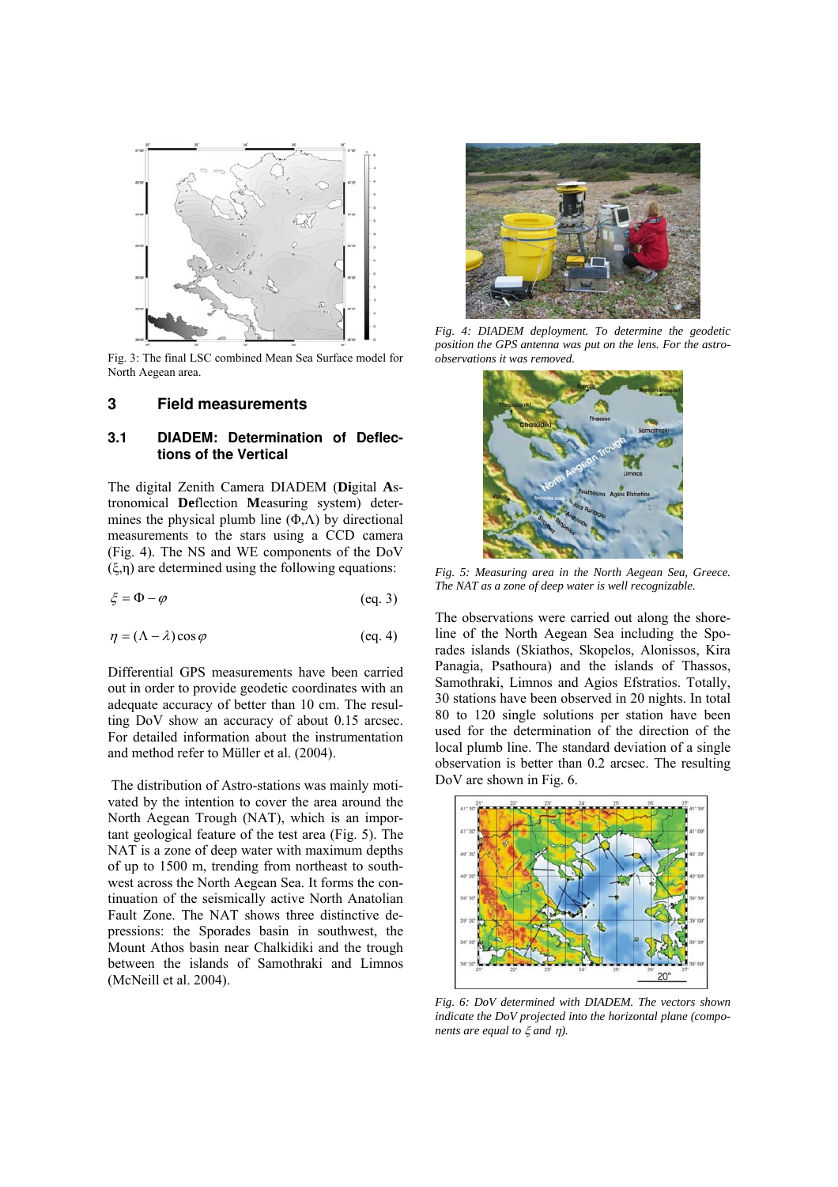Fig. 3: The final LSC combined Mean Sea Surface model for North Aegean area.

## 3 Field measurements

### 3.1 DIADEM: Determination of Deflections of the Vertical

The digital Zenith Camera DIADEM (**Di**gital **A**stronomical **De**flection **M**easuring system) determines the physical plumb line (Φ,Λ) by directional measurements to the stars using a CCD camera (Fig. 4). The NS and WE components of the DoV (ξ,η) are determined using the following equations:

$$\xi = \Phi - \varphi \qquad \text{(eq. 3)}$$

$$\eta = (\Lambda - \lambda)\cos\varphi \qquad \text{(eq. 4)}$$

Differential GPS measurements have been carried out in order to provide geodetic coordinates with an adequate accuracy of better than 10 cm. The resulting DoV show an accuracy of about 0.15 arcsec. For detailed information about the instrumentation and method refer to Müller et al. (2004).

The distribution of Astro-stations was mainly motivated by the intention to cover the area around the North Aegean Trough (NAT), which is an important geological feature of the test area (Fig. 5). The NAT is a zone of deep water with maximum depths of up to 1500 m, trending from northeast to southwest across the North Aegean Sea. It forms the continuation of the seismically active North Anatolian Fault Zone. The NAT shows three distinctive depressions: the Sporades basin in southwest, the Mount Athos basin near Chalkidiki and the trough between the islands of Samothraki and Limnos (McNeill et al. 2004).

*Fig. 4: DIADEM deployment. To determine the geodetic position the GPS antenna was put on the lens. For the astro-observations it was removed.*

*Fig. 5: Measuring area in the North Aegean Sea, Greece. The NAT as a zone of deep water is well recognizable.*

The observations were carried out along the shoreline of the North Aegean Sea including the Sporades islands (Skiathos, Skopelos, Alonissos, Kira Panagia, Psathoura) and the islands of Thassos, Samothraki, Limnos and Agios Efstratios. Totally, 30 stations have been observed in 20 nights. In total 80 to 120 single solutions per station have been used for the determination of the direction of the local plumb line. The standard deviation of a single observation is better than 0.2 arcsec. The resulting DoV are shown in Fig. 6.

*Fig. 6: DoV determined with DIADEM. The vectors shown indicate the DoV projected into the horizontal plane (components are equal to $\xi$ and $\eta$).*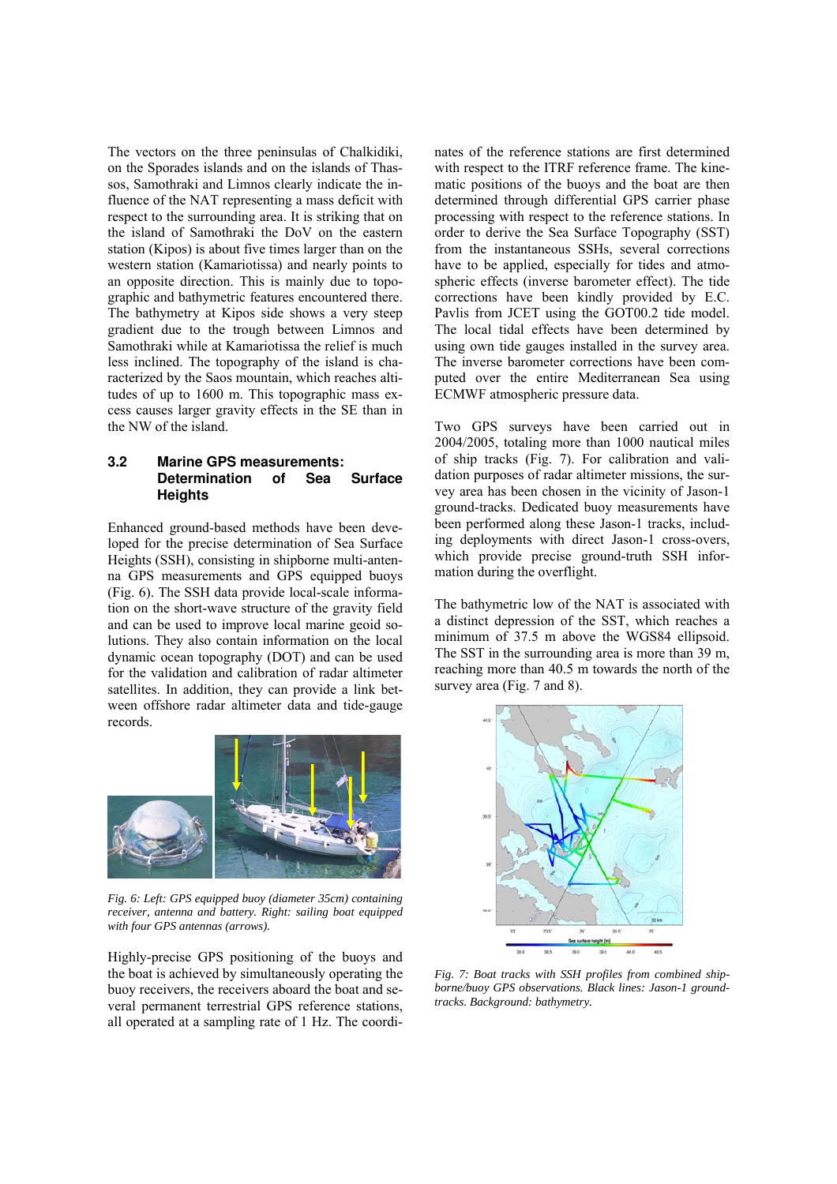The vectors on the three peninsulas of Chalkidiki, on the Sporades islands and on the islands of Thassos, Samothraki and Limnos clearly indicate the influence of the NAT representing a mass deficit with respect to the surrounding area. It is striking that on the island of Samothraki the DoV on the eastern station (Kipos) is about five times larger than on the western station (Kamariotissa) and nearly points to an opposite direction. This is mainly due to topographic and bathymetric features encountered there. The bathymetry at Kipos side shows a very steep gradient due to the trough between Limnos and Samothraki while at Kamariotissa the relief is much less inclined. The topography of the island is characterized by the Saos mountain, which reaches altitudes of up to 1600 m. This topographic mass excess causes larger gravity effects in the SE than in the NW of the island.

### 3.2 Marine GPS measurements: Determination of Sea Surface Heights

Enhanced ground-based methods have been developed for the precise determination of Sea Surface Heights (SSH), consisting in shipborne multi-antenna GPS measurements and GPS equipped buoys (Fig. 6). The SSH data provide local-scale information on the short-wave structure of the gravity field and can be used to improve local marine geoid solutions. They also contain information on the local dynamic ocean topography (DOT) and can be used for the validation and calibration of radar altimeter satellites. In addition, they can provide a link between offshore radar altimeter data and tide-gauge records.

*Fig. 6: Left: GPS equipped buoy (diameter 35cm) containing receiver, antenna and battery. Right: sailing boat equipped with four GPS antennas (arrows).*

Highly-precise GPS positioning of the buoys and the boat is achieved by simultaneously operating the buoy receivers, the receivers aboard the boat and several permanent terrestrial GPS reference stations, all operated at a sampling rate of 1 Hz. The coordinates of the reference stations are first determined with respect to the ITRF reference frame. The kinematic positions of the buoys and the boat are then determined through differential GPS carrier phase processing with respect to the reference stations. In order to derive the Sea Surface Topography (SST) from the instantaneous SSHs, several corrections have to be applied, especially for tides and atmospheric effects (inverse barometer effect). The tide corrections have been kindly provided by E.C. Pavlis from JCET using the GOT00.2 tide model. The local tidal effects have been determined by using own tide gauges installed in the survey area. The inverse barometer corrections have been computed over the entire Mediterranean Sea using ECMWF atmospheric pressure data.

Two GPS surveys have been carried out in 2004/2005, totaling more than 1000 nautical miles of ship tracks (Fig. 7). For calibration and validation purposes of radar altimeter missions, the survey area has been chosen in the vicinity of Jason-1 ground-tracks. Dedicated buoy measurements have been performed along these Jason-1 tracks, including deployments with direct Jason-1 cross-overs, which provide precise ground-truth SSH information during the overflight.

The bathymetric low of the NAT is associated with a distinct depression of the SST, which reaches a minimum of 37.5 m above the WGS84 ellipsoid. The SST in the surrounding area is more than 39 m, reaching more than 40.5 m towards the north of the survey area (Fig. 7 and 8).

*Fig. 7: Boat tracks with SSH profiles from combined shipborne/buoy GPS observations. Black lines: Jason-1 groundtracks. Background: bathymetry.*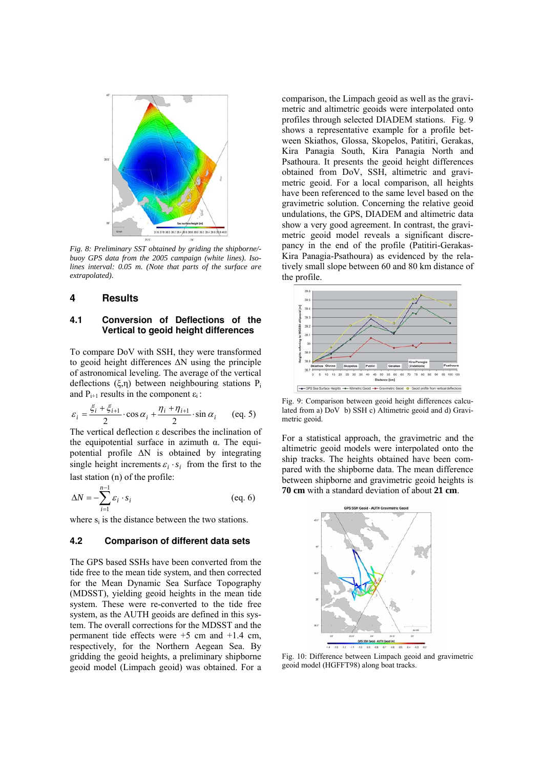*Fig. 8: Preliminary SST obtained by griding the shipborne/-buoy GPS data from the 2005 campaign (white lines). Isolines interval: 0.05 m. (Note that parts of the surface are extrapolated).*

## 4 Results

### 4.1 Conversion of Deflections of the Vertical to geoid height differences

To compare DoV with SSH, they were transformed to geoid height differences ΔN using the principle of astronomical leveling. The average of the vertical deflections (ξ,η) between neighbouring stations $P_i$ and $P_{i+1}$ results in the component $\varepsilon_i$ :

$$\varepsilon_i = \frac{\xi_i + \xi_{i+1}}{2} \cdot \cos \alpha_i + \frac{\eta_i + \eta_{i+1}}{2} \cdot \sin \alpha_i \qquad \text{(eq. 5)}$$

The vertical deflection ε describes the inclination of the equipotential surface in azimuth α. The equipotential profile ΔN is obtained by integrating single height increments $\varepsilon_i \cdot s_i$ from the first to the last station (n) of the profile:

$$\Delta N = -\sum_{i=1}^{n-1} \varepsilon_i \cdot s_i \qquad \text{(eq. 6)}$$

where $s_i$ is the distance between the two stations.

### 4.2 Comparison of different data sets

The GPS based SSHs have been converted from the tide free to the mean tide system, and then corrected for the Mean Dynamic Sea Surface Topography (MDSST), yielding geoid heights in the mean tide system. These were re-converted to the tide free system, as the AUTH geoids are defined in this system. The overall corrections for the MDSST and the permanent tide effects were +5 cm and +1.4 cm, respectively, for the Northern Aegean Sea. By gridding the geoid heights, a preliminary shipborne geoid model (Limpach geoid) was obtained. For a comparison, the Limpach geoid as well as the gravimetric and altimetric geoids were interpolated onto profiles through selected DIADEM stations. Fig. 9 shows a representative example for a profile between Skiathos, Glossa, Skopelos, Patitiri, Gerakas, Kira Panagia South, Kira Panagia North and Psathoura. It presents the geoid height differences obtained from DoV, SSH, altimetric and gravimetric geoid. For a local comparison, all heights have been referenced to the same level based on the gravimetric solution. Concerning the relative geoid undulations, the GPS, DIADEM and altimetric data show a very good agreement. In contrast, the gravimetric geoid model reveals a significant discrepancy in the end of the profile (Patitiri-Gerakas-Kira Panagia-Psathoura) as evidenced by the relatively small slope between 60 and 80 km distance of the profile.

Fig. 9: Comparison between geoid height differences calculated from a) DoV b) SSH c) Altimetric geoid and d) Gravimetric geoid.

For a statistical approach, the gravimetric and the altimetric geoid models were interpolated onto the ship tracks. The heights obtained have been compared with the shipborne data. The mean difference between shipborne and gravimetric geoid heights is **70 cm** with a standard deviation of about **21 cm**.

Fig. 10: Difference between Limpach geoid and gravimetric geoid model (HGFFT98) along boat tracks.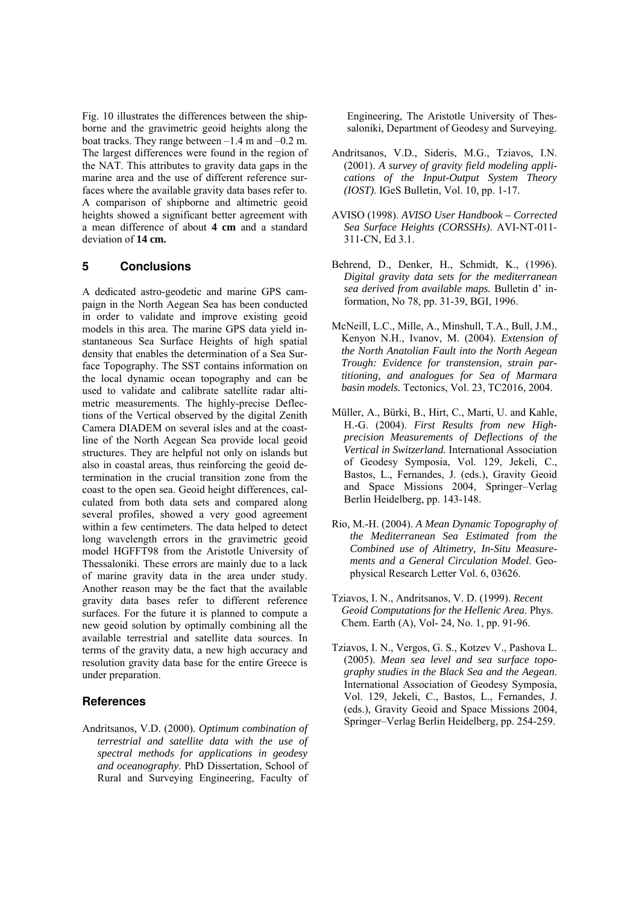Fig. 10 illustrates the differences between the shipborne and the gravimetric geoid heights along the boat tracks. They range between –1.4 m and –0.2 m. The largest differences were found in the region of the NAT. This attributes to gravity data gaps in the marine area and the use of different reference surfaces where the available gravity data bases refer to. A comparison of shipborne and altimetric geoid heights showed a significant better agreement with a mean difference of about **4 cm** and a standard deviation of **14 cm.**

## 5 Conclusions

A dedicated astro-geodetic and marine GPS campaign in the North Aegean Sea has been conducted in order to validate and improve existing geoid models in this area. The marine GPS data yield instantaneous Sea Surface Heights of high spatial density that enables the determination of a Sea Surface Topography. The SST contains information on the local dynamic ocean topography and can be used to validate and calibrate satellite radar altimetric measurements. The highly-precise Deflections of the Vertical observed by the digital Zenith Camera DIADEM on several isles and at the coastline of the North Aegean Sea provide local geoid structures. They are helpful not only on islands but also in coastal areas, thus reinforcing the geoid determination in the crucial transition zone from the coast to the open sea. Geoid height differences, calculated from both data sets and compared along several profiles, showed a very good agreement within a few centimeters. The data helped to detect long wavelength errors in the gravimetric geoid model HGFFT98 from the Aristotle University of Thessaloniki. These errors are mainly due to a lack of marine gravity data in the area under study. Another reason may be the fact that the available gravity data bases refer to different reference surfaces. For the future it is planned to compute a new geoid solution by optimally combining all the available terrestrial and satellite data sources. In terms of the gravity data, a new high accuracy and resolution gravity data base for the entire Greece is under preparation.

## References

Andritsanos, V.D. (2000). *Optimum combination of terrestrial and satellite data with the use of spectral methods for applications in geodesy and oceanography*. PhD Dissertation, School of Rural and Surveying Engineering, Faculty of Engineering, The Aristotle University of Thessaloniki, Department of Geodesy and Surveying.

Andritsanos, V.D., Sideris, M.G., Tziavos, I.N. (2001). *A survey of gravity field modeling applications of the Input-Output System Theory (IOST)*. IGeS Bulletin, Vol. 10, pp. 1-17.

AVISO (1998). *AVISO User Handbook – Corrected Sea Surface Heights (CORSSHs)*. AVI-NT-011-311-CN, Ed 3.1.

Behrend, D., Denker, H., Schmidt, K., (1996). *Digital gravity data sets for the mediterranean sea derived from available maps.* Bulletin d' information, No 78, pp. 31-39, BGI, 1996.

McNeill, L.C., Mille, A., Minshull, T.A., Bull, J.M., Kenyon N.H., Ivanov, M. (2004). *Extension of the North Anatolian Fault into the North Aegean Trough: Evidence for transtension, strain partitioning, and analogues for Sea of Marmara basin models.* Tectonics, Vol. 23, TC2016, 2004.

Müller, A., Bürki, B., Hirt, C., Marti, U. and Kahle, H.-G. (2004). *First Results from new High-precision Measurements of Deflections of the Vertical in Switzerland.* International Association of Geodesy Symposia, Vol. 129, Jekeli, C., Bastos, L., Fernandes, J. (eds.), Gravity Geoid and Space Missions 2004, Springer–Verlag Berlin Heidelberg, pp. 143-148.

Rio, M.-H. (2004). *A Mean Dynamic Topography of the Mediterranean Sea Estimated from the Combined use of Altimetry, In-Situ Measurements and a General Circulation Model*. Geophysical Research Letter Vol. 6, 03626.

Tziavos, I. N., Andritsanos, V. D. (1999). *Recent Geoid Computations for the Hellenic Area*. Phys. Chem. Earth (A), Vol- 24, No. 1, pp. 91-96.

Tziavos, I. N., Vergos, G. S., Kotzev V., Pashova L. (2005). *Mean sea level and sea surface topography studies in the Black Sea and the Aegean*. International Association of Geodesy Symposia, Vol. 129, Jekeli, C., Bastos, L., Fernandes, J. (eds.), Gravity Geoid and Space Missions 2004, Springer–Verlag Berlin Heidelberg, pp. 254-259.